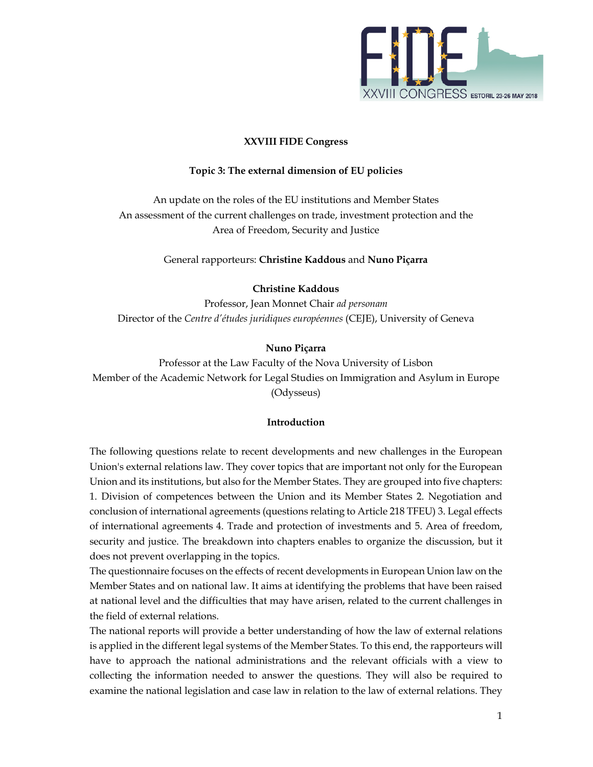**XXVIII FIDE Congress**

**Topic 3: The external dimension of EU policies**

An update on the roles of the EU institutions and Member States
An assessment of the current challenges on trade, investment protection and the Area of Freedom, Security and Justice

General rapporteurs: **Christine Kaddous** and **Nuno Piçarra**

**Christine Kaddous**
Professor, Jean Monnet Chair *ad personam*
Director of the *Centre d'études juridiques européennes* (CEJE), University of Geneva

**Nuno Piçarra**
Professor at the Law Faculty of the Nova University of Lisbon
Member of the Academic Network for Legal Studies on Immigration and Asylum in Europe (Odysseus)

## Introduction

The following questions relate to recent developments and new challenges in the European Union's external relations law. They cover topics that are important not only for the European Union and its institutions, but also for the Member States. They are grouped into five chapters: 1. Division of competences between the Union and its Member States 2. Negotiation and conclusion of international agreements (questions relating to Article 218 TFEU) 3. Legal effects of international agreements 4. Trade and protection of investments and 5. Area of freedom, security and justice. The breakdown into chapters enables to organize the discussion, but it does not prevent overlapping in the topics.

The questionnaire focuses on the effects of recent developments in European Union law on the Member States and on national law. It aims at identifying the problems that have been raised at national level and the difficulties that may have arisen, related to the current challenges in the field of external relations.

The national reports will provide a better understanding of how the law of external relations is applied in the different legal systems of the Member States. To this end, the rapporteurs will have to approach the national administrations and the relevant officials with a view to collecting the information needed to answer the questions. They will also be required to examine the national legislation and case law in relation to the law of external relations. They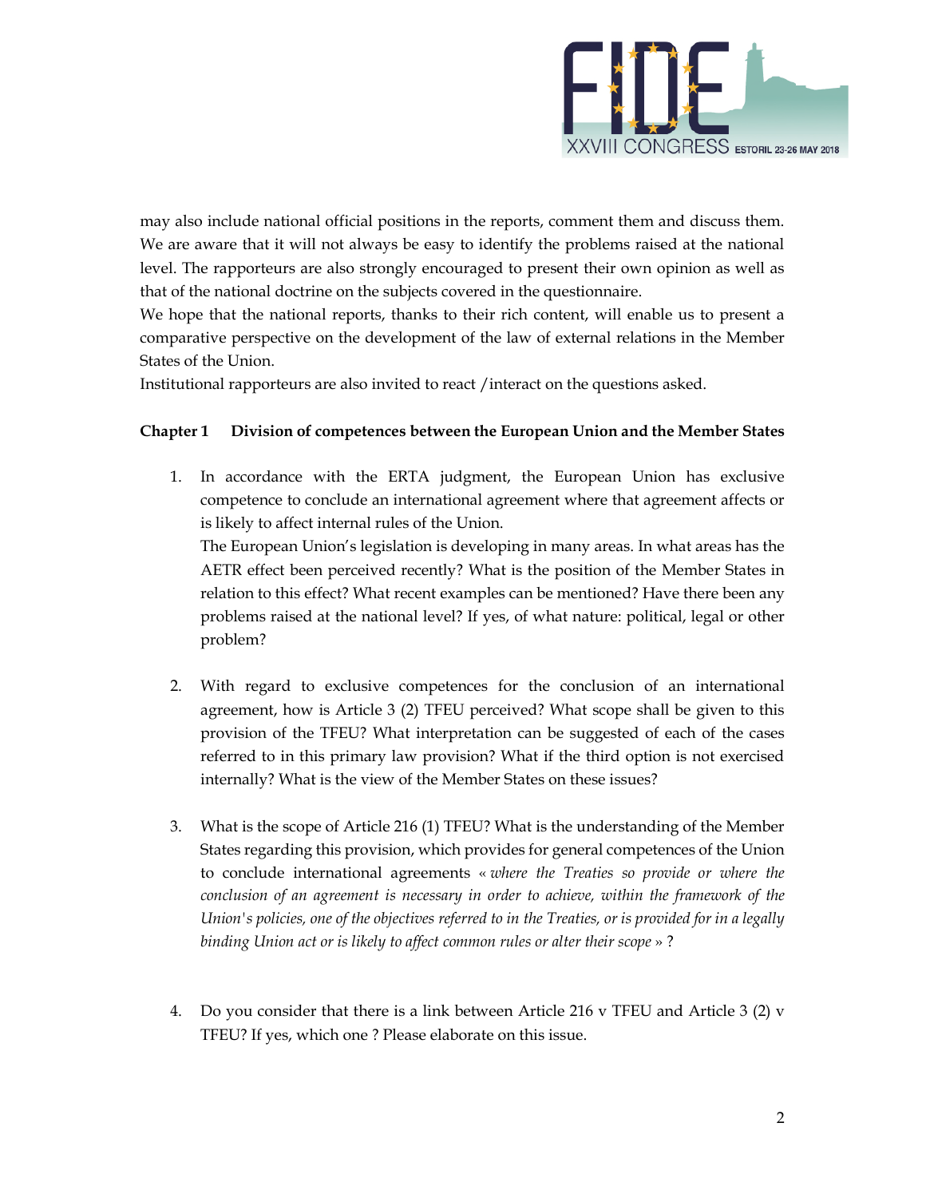may also include national official positions in the reports, comment them and discuss them. We are aware that it will not always be easy to identify the problems raised at the national level. The rapporteurs are also strongly encouraged to present their own opinion as well as that of the national doctrine on the subjects covered in the questionnaire.

We hope that the national reports, thanks to their rich content, will enable us to present a comparative perspective on the development of the law of external relations in the Member States of the Union.

Institutional rapporteurs are also invited to react /interact on the questions asked.

**Chapter 1 Division of competences between the European Union and the Member States**

1. In accordance with the ERTA judgment, the European Union has exclusive competence to conclude an international agreement where that agreement affects or is likely to affect internal rules of the Union.
   The European Union's legislation is developing in many areas. In what areas has the AETR effect been perceived recently? What is the position of the Member States in relation to this effect? What recent examples can be mentioned? Have there been any problems raised at the national level? If yes, of what nature: political, legal or other problem?

2. With regard to exclusive competences for the conclusion of an international agreement, how is Article 3 (2) TFEU perceived? What scope shall be given to this provision of the TFEU? What interpretation can be suggested of each of the cases referred to in this primary law provision? What if the third option is not exercised internally? What is the view of the Member States on these issues?

3. What is the scope of Article 216 (1) TFEU? What is the understanding of the Member States regarding this provision, which provides for general competences of the Union to conclude international agreements « *where the Treaties so provide or where the conclusion of an agreement is necessary in order to achieve, within the framework of the Union's policies, one of the objectives referred to in the Treaties, or is provided for in a legally binding Union act or is likely to affect common rules or alter their scope* » ?

4. Do you consider that there is a link between Article 216 v TFEU and Article 3 (2) v TFEU? If yes, which one ? Please elaborate on this issue.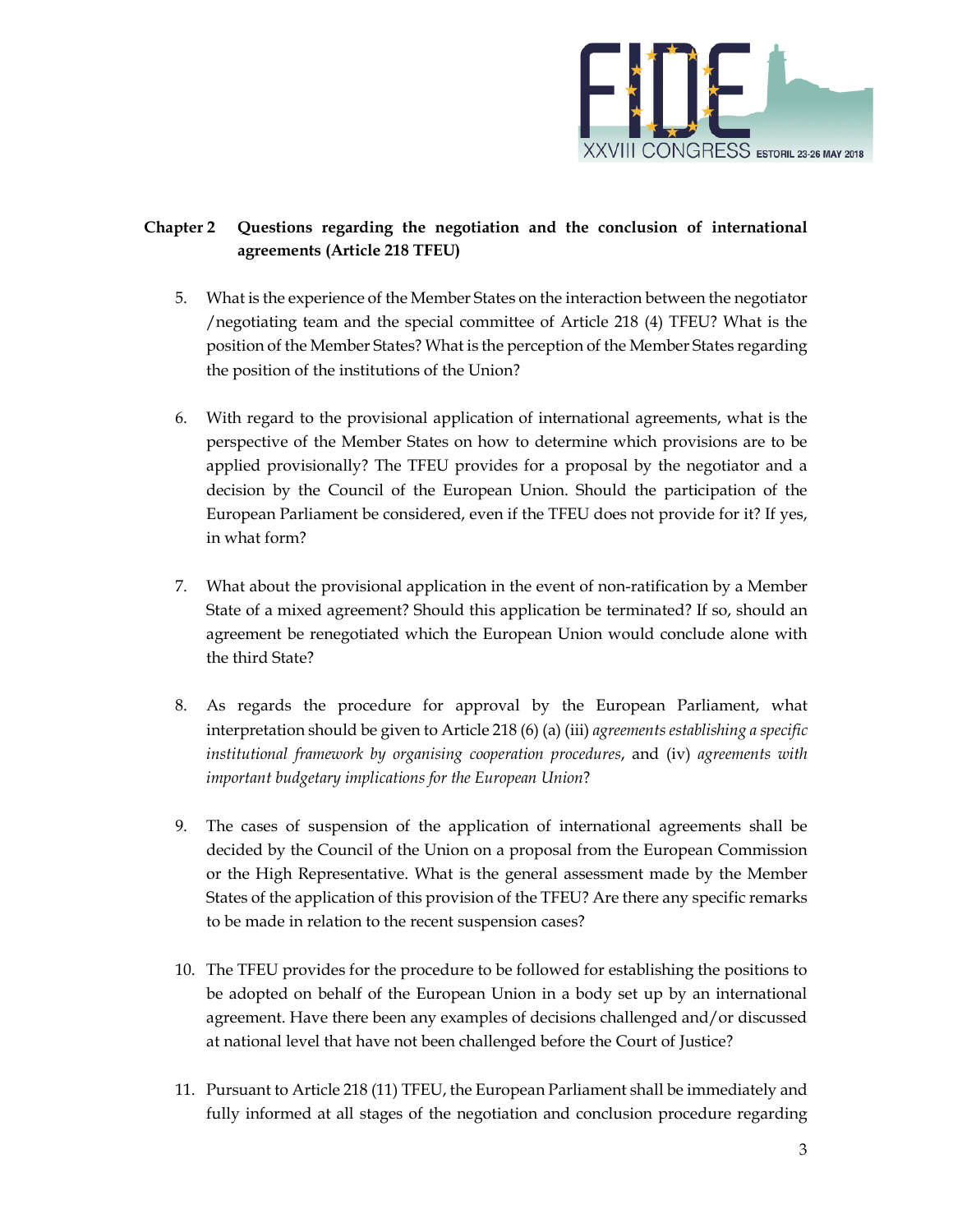## Chapter 2 Questions regarding the negotiation and the conclusion of international agreements (Article 218 TFEU)

5. What is the experience of the Member States on the interaction between the negotiator /negotiating team and the special committee of Article 218 (4) TFEU? What is the position of the Member States? What is the perception of the Member States regarding the position of the institutions of the Union?

6. With regard to the provisional application of international agreements, what is the perspective of the Member States on how to determine which provisions are to be applied provisionally? The TFEU provides for a proposal by the negotiator and a decision by the Council of the European Union. Should the participation of the European Parliament be considered, even if the TFEU does not provide for it? If yes, in what form?

7. What about the provisional application in the event of non-ratification by a Member State of a mixed agreement? Should this application be terminated? If so, should an agreement be renegotiated which the European Union would conclude alone with the third State?

8. As regards the procedure for approval by the European Parliament, what interpretation should be given to Article 218 (6) (a) (iii) *agreements establishing a specific institutional framework by organising cooperation procedures*, and (iv) *agreements with important budgetary implications for the European Union*?

9. The cases of suspension of the application of international agreements shall be decided by the Council of the Union on a proposal from the European Commission or the High Representative. What is the general assessment made by the Member States of the application of this provision of the TFEU? Are there any specific remarks to be made in relation to the recent suspension cases?

10. The TFEU provides for the procedure to be followed for establishing the positions to be adopted on behalf of the European Union in a body set up by an international agreement. Have there been any examples of decisions challenged and/or discussed at national level that have not been challenged before the Court of Justice?

11. Pursuant to Article 218 (11) TFEU, the European Parliament shall be immediately and fully informed at all stages of the negotiation and conclusion procedure regarding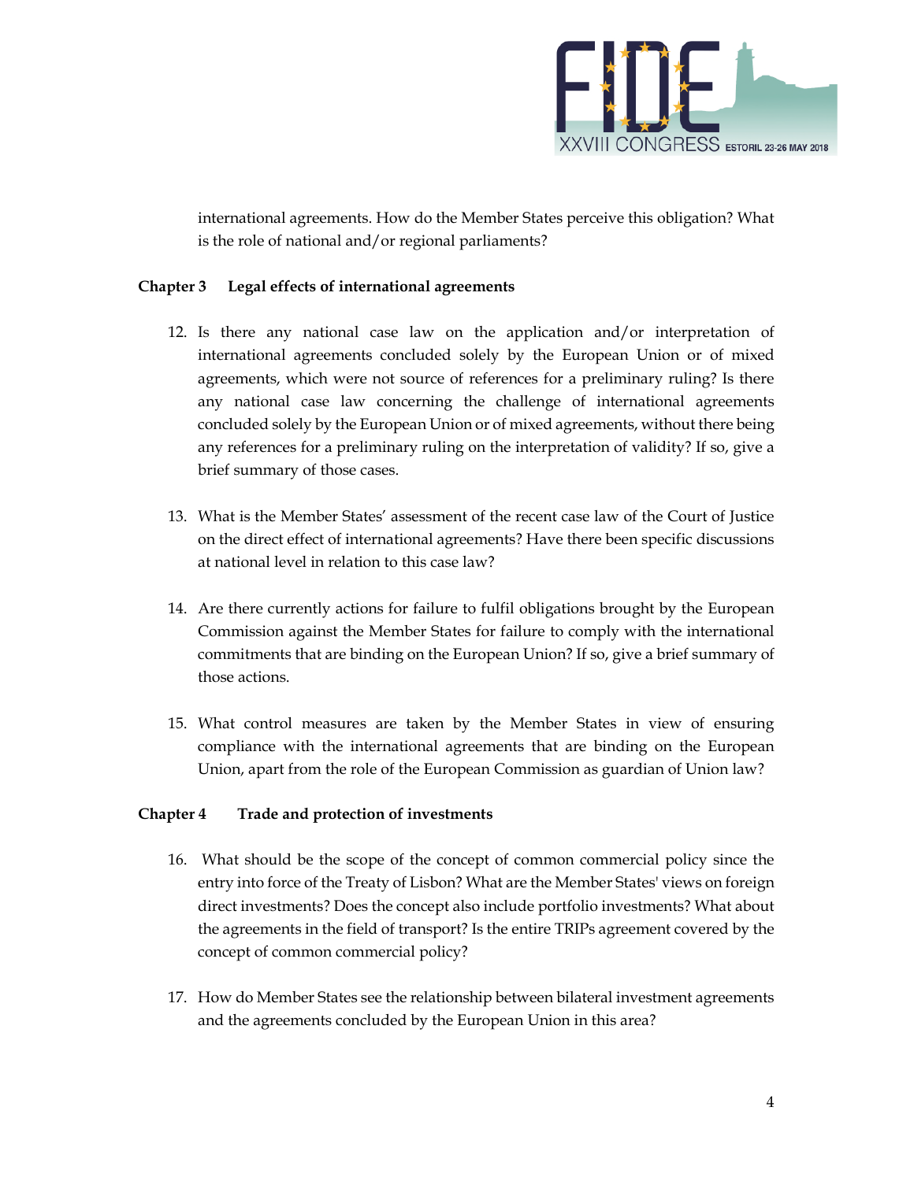international agreements. How do the Member States perceive this obligation? What is the role of national and/or regional parliaments?

**Chapter 3 Legal effects of international agreements**

12. Is there any national case law on the application and/or interpretation of international agreements concluded solely by the European Union or of mixed agreements, which were not source of references for a preliminary ruling? Is there any national case law concerning the challenge of international agreements concluded solely by the European Union or of mixed agreements, without there being any references for a preliminary ruling on the interpretation of validity? If so, give a brief summary of those cases.

13. What is the Member States' assessment of the recent case law of the Court of Justice on the direct effect of international agreements? Have there been specific discussions at national level in relation to this case law?

14. Are there currently actions for failure to fulfil obligations brought by the European Commission against the Member States for failure to comply with the international commitments that are binding on the European Union? If so, give a brief summary of those actions.

15. What control measures are taken by the Member States in view of ensuring compliance with the international agreements that are binding on the European Union, apart from the role of the European Commission as guardian of Union law?

**Chapter 4 Trade and protection of investments**

16. What should be the scope of the concept of common commercial policy since the entry into force of the Treaty of Lisbon? What are the Member States' views on foreign direct investments? Does the concept also include portfolio investments? What about the agreements in the field of transport? Is the entire TRIPs agreement covered by the concept of common commercial policy?

17. How do Member States see the relationship between bilateral investment agreements and the agreements concluded by the European Union in this area?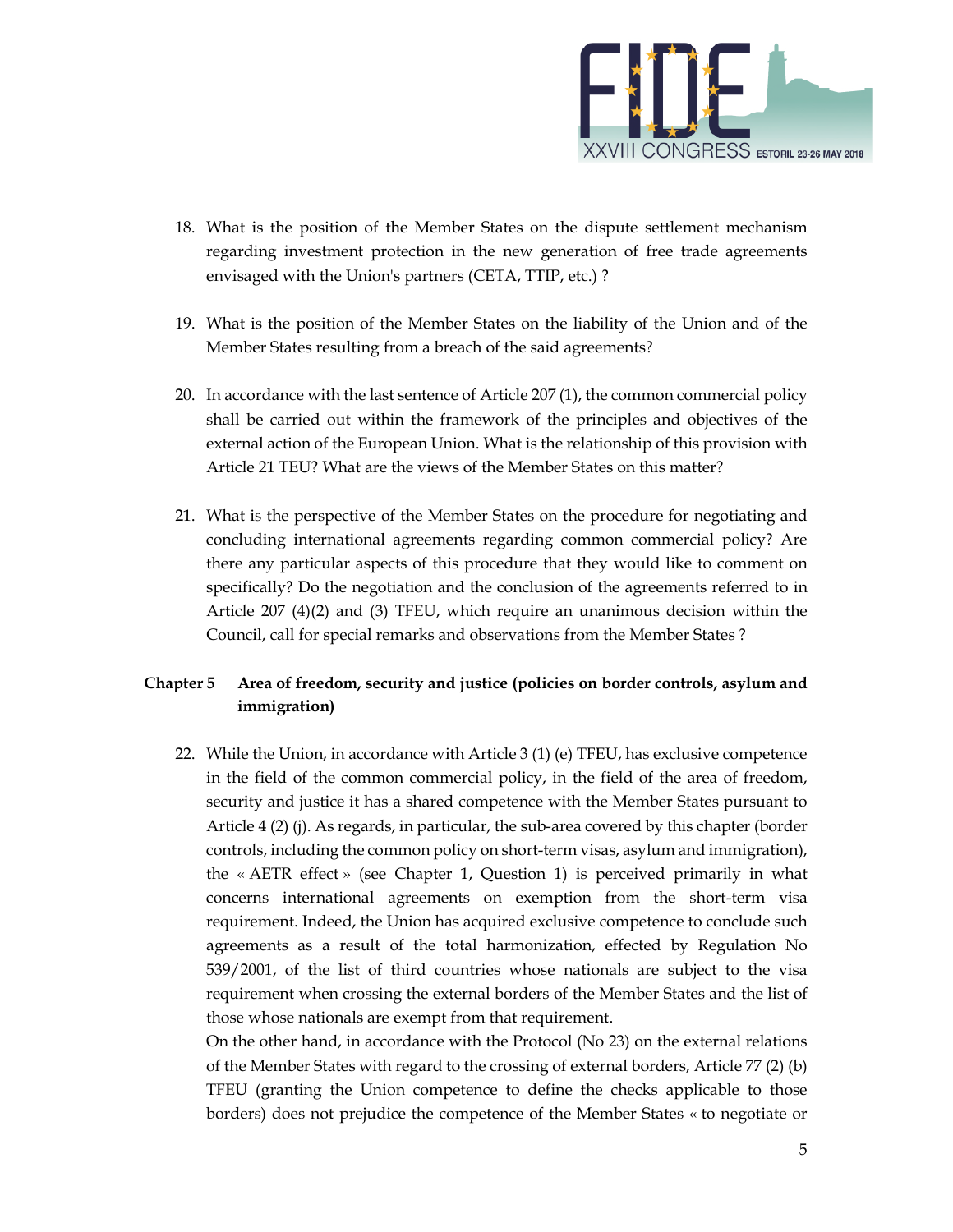18. What is the position of the Member States on the dispute settlement mechanism regarding investment protection in the new generation of free trade agreements envisaged with the Union's partners (CETA, TTIP, etc.) ?

19. What is the position of the Member States on the liability of the Union and of the Member States resulting from a breach of the said agreements?

20. In accordance with the last sentence of Article 207 (1), the common commercial policy shall be carried out within the framework of the principles and objectives of the external action of the European Union. What is the relationship of this provision with Article 21 TEU? What are the views of the Member States on this matter?

21. What is the perspective of the Member States on the procedure for negotiating and concluding international agreements regarding common commercial policy? Are there any particular aspects of this procedure that they would like to comment on specifically? Do the negotiation and the conclusion of the agreements referred to in Article 207 (4)(2) and (3) TFEU, which require an unanimous decision within the Council, call for special remarks and observations from the Member States ?

## Chapter 5 Area of freedom, security and justice (policies on border controls, asylum and immigration)

22. While the Union, in accordance with Article 3 (1) (e) TFEU, has exclusive competence in the field of the common commercial policy, in the field of the area of freedom, security and justice it has a shared competence with the Member States pursuant to Article 4 (2) (j). As regards, in particular, the sub-area covered by this chapter (border controls, including the common policy on short-term visas, asylum and immigration), the « AETR effect » (see Chapter 1, Question 1) is perceived primarily in what concerns international agreements on exemption from the short-term visa requirement. Indeed, the Union has acquired exclusive competence to conclude such agreements as a result of the total harmonization, effected by Regulation No 539/2001, of the list of third countries whose nationals are subject to the visa requirement when crossing the external borders of the Member States and the list of those whose nationals are exempt from that requirement.
On the other hand, in accordance with the Protocol (No 23) on the external relations of the Member States with regard to the crossing of external borders, Article 77 (2) (b) TFEU (granting the Union competence to define the checks applicable to those borders) does not prejudice the competence of the Member States « to negotiate or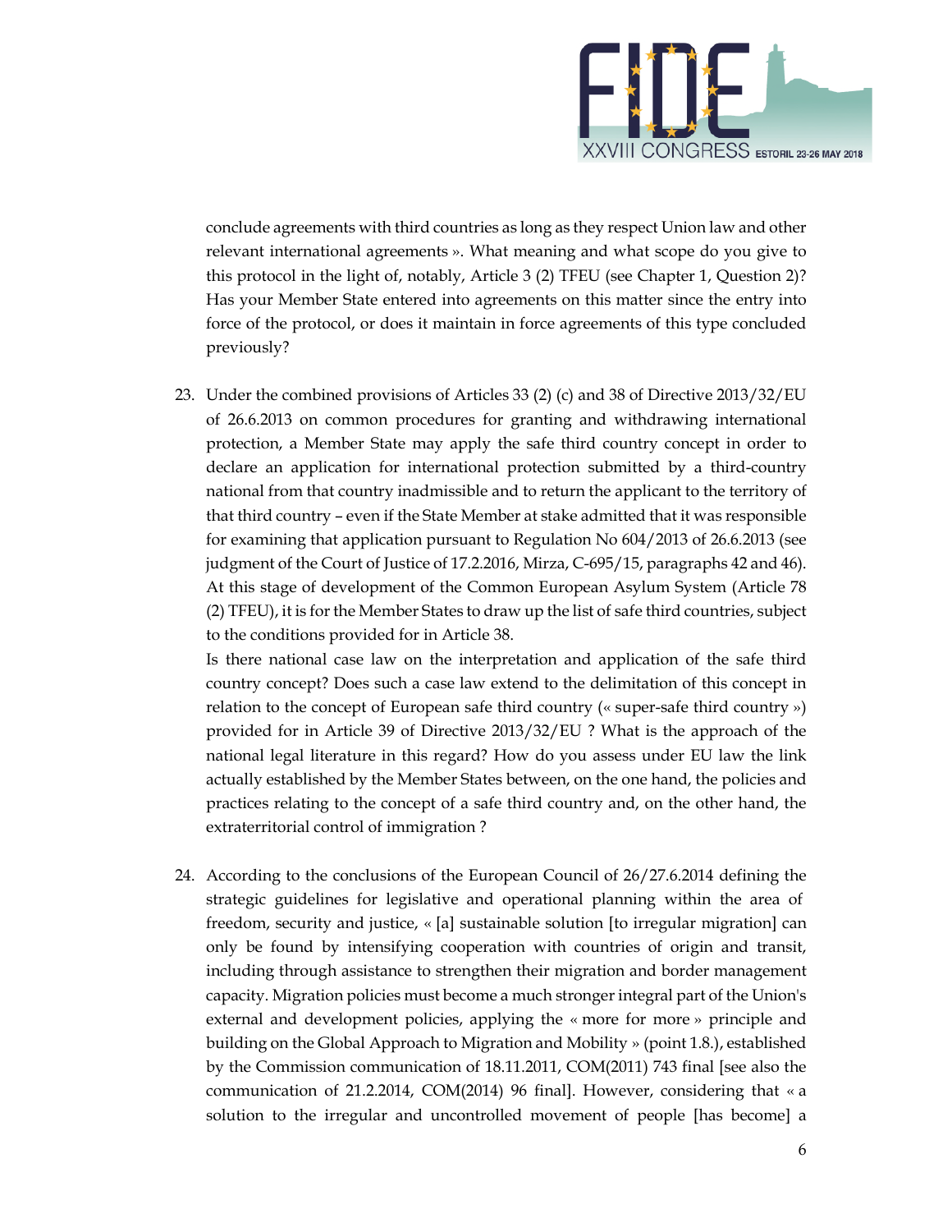conclude agreements with third countries as long as they respect Union law and other relevant international agreements ». What meaning and what scope do you give to this protocol in the light of, notably, Article 3 (2) TFEU (see Chapter 1, Question 2)? Has your Member State entered into agreements on this matter since the entry into force of the protocol, or does it maintain in force agreements of this type concluded previously?

23. Under the combined provisions of Articles 33 (2) (c) and 38 of Directive 2013/32/EU of 26.6.2013 on common procedures for granting and withdrawing international protection, a Member State may apply the safe third country concept in order to declare an application for international protection submitted by a third-country national from that country inadmissible and to return the applicant to the territory of that third country – even if the State Member at stake admitted that it was responsible for examining that application pursuant to Regulation No 604/2013 of 26.6.2013 (see judgment of the Court of Justice of 17.2.2016, Mirza, C-695/15, paragraphs 42 and 46). At this stage of development of the Common European Asylum System (Article 78 (2) TFEU), it is for the Member States to draw up the list of safe third countries, subject to the conditions provided for in Article 38.

    Is there national case law on the interpretation and application of the safe third country concept? Does such a case law extend to the delimitation of this concept in relation to the concept of European safe third country (« super-safe third country ») provided for in Article 39 of Directive 2013/32/EU ? What is the approach of the national legal literature in this regard? How do you assess under EU law the link actually established by the Member States between, on the one hand, the policies and practices relating to the concept of a safe third country and, on the other hand, the extraterritorial control of immigration ?

24. According to the conclusions of the European Council of 26/27.6.2014 defining the strategic guidelines for legislative and operational planning within the area of freedom, security and justice, « [a] sustainable solution [to irregular migration] can only be found by intensifying cooperation with countries of origin and transit, including through assistance to strengthen their migration and border management capacity. Migration policies must become a much stronger integral part of the Union's external and development policies, applying the « more for more » principle and building on the Global Approach to Migration and Mobility » (point 1.8.), established by the Commission communication of 18.11.2011, COM(2011) 743 final [see also the communication of 21.2.2014, COM(2014) 96 final]. However, considering that « a solution to the irregular and uncontrolled movement of people [has become] a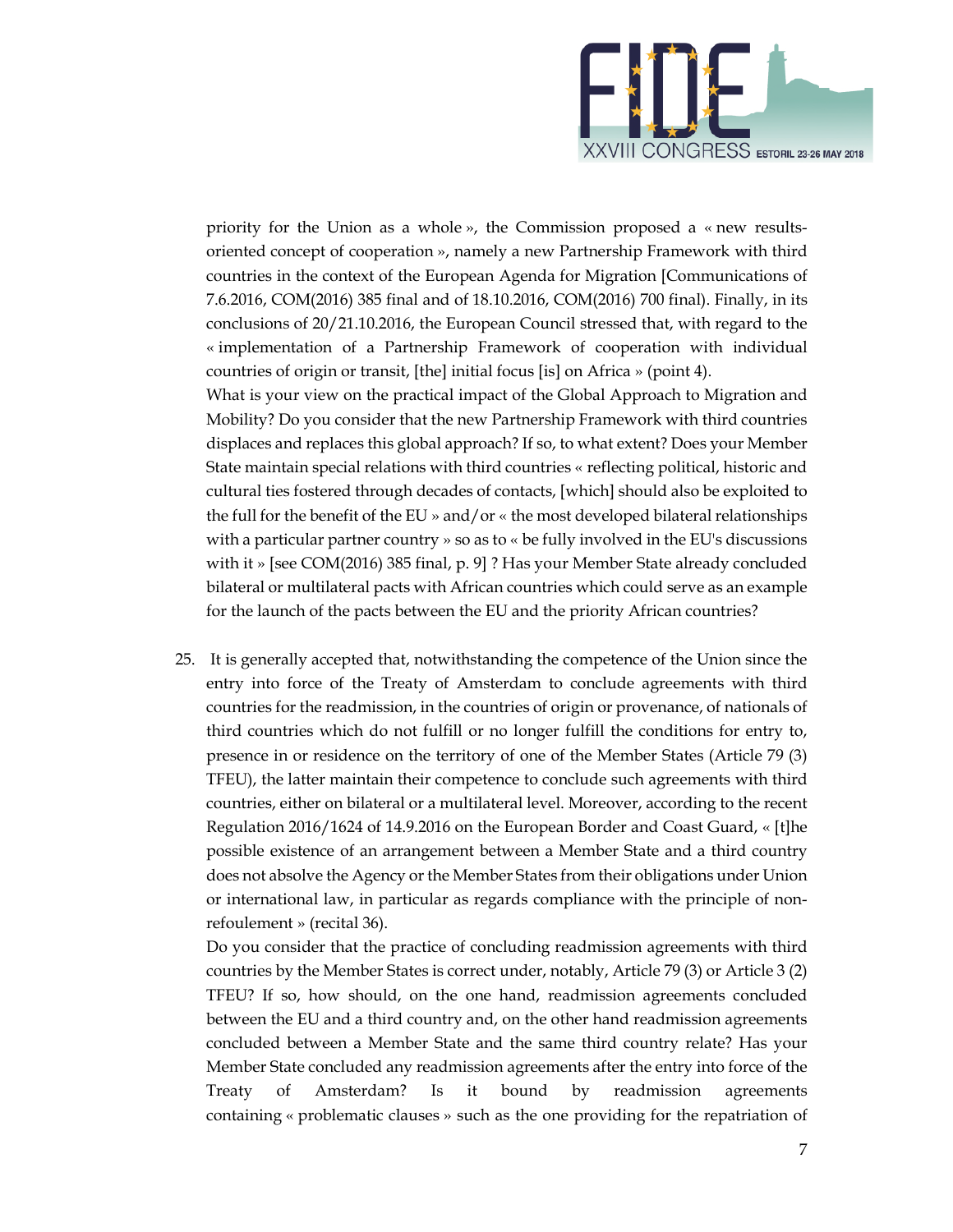priority for the Union as a whole », the Commission proposed a « new results-oriented concept of cooperation », namely a new Partnership Framework with third countries in the context of the European Agenda for Migration [Communications of 7.6.2016, COM(2016) 385 final and of 18.10.2016, COM(2016) 700 final). Finally, in its conclusions of 20/21.10.2016, the European Council stressed that, with regard to the « implementation of a Partnership Framework of cooperation with individual countries of origin or transit, [the] initial focus [is] on Africa » (point 4).

What is your view on the practical impact of the Global Approach to Migration and Mobility? Do you consider that the new Partnership Framework with third countries displaces and replaces this global approach? If so, to what extent? Does your Member State maintain special relations with third countries « reflecting political, historic and cultural ties fostered through decades of contacts, [which] should also be exploited to the full for the benefit of the EU » and/or « the most developed bilateral relationships with a particular partner country » so as to « be fully involved in the EU's discussions with it » [see COM(2016) 385 final, p. 9] ? Has your Member State already concluded bilateral or multilateral pacts with African countries which could serve as an example for the launch of the pacts between the EU and the priority African countries?

25. It is generally accepted that, notwithstanding the competence of the Union since the entry into force of the Treaty of Amsterdam to conclude agreements with third countries for the readmission, in the countries of origin or provenance, of nationals of third countries which do not fulfill or no longer fulfill the conditions for entry to, presence in or residence on the territory of one of the Member States (Article 79 (3) TFEU), the latter maintain their competence to conclude such agreements with third countries, either on bilateral or a multilateral level. Moreover, according to the recent Regulation 2016/1624 of 14.9.2016 on the European Border and Coast Guard, « [t]he possible existence of an arrangement between a Member State and a third country does not absolve the Agency or the Member States from their obligations under Union or international law, in particular as regards compliance with the principle of non-refoulement » (recital 36).

    Do you consider that the practice of concluding readmission agreements with third countries by the Member States is correct under, notably, Article 79 (3) or Article 3 (2) TFEU? If so, how should, on the one hand, readmission agreements concluded between the EU and a third country and, on the other hand readmission agreements concluded between a Member State and the same third country relate? Has your Member State concluded any readmission agreements after the entry into force of the Treaty of Amsterdam? Is it bound by readmission agreements containing « problematic clauses » such as the one providing for the repatriation of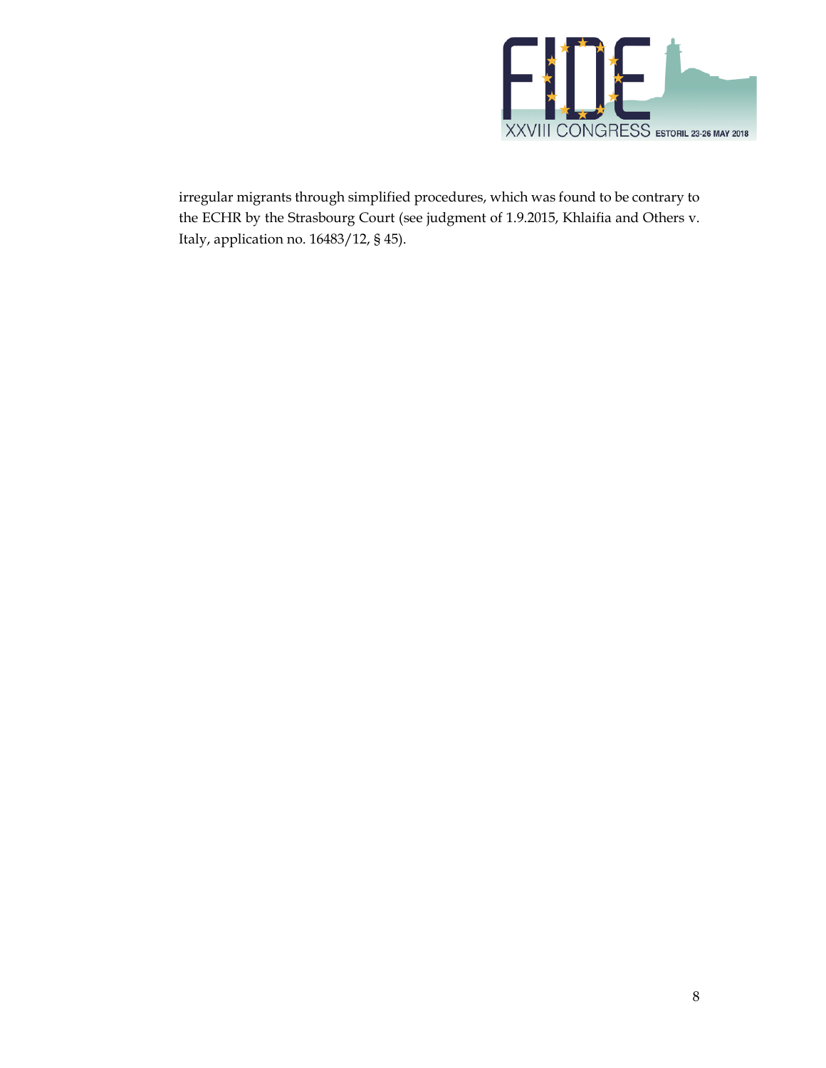irregular migrants through simplified procedures, which was found to be contrary to the ECHR by the Strasbourg Court (see judgment of 1.9.2015, Khlaifia and Others v. Italy, application no. 16483/12, § 45).